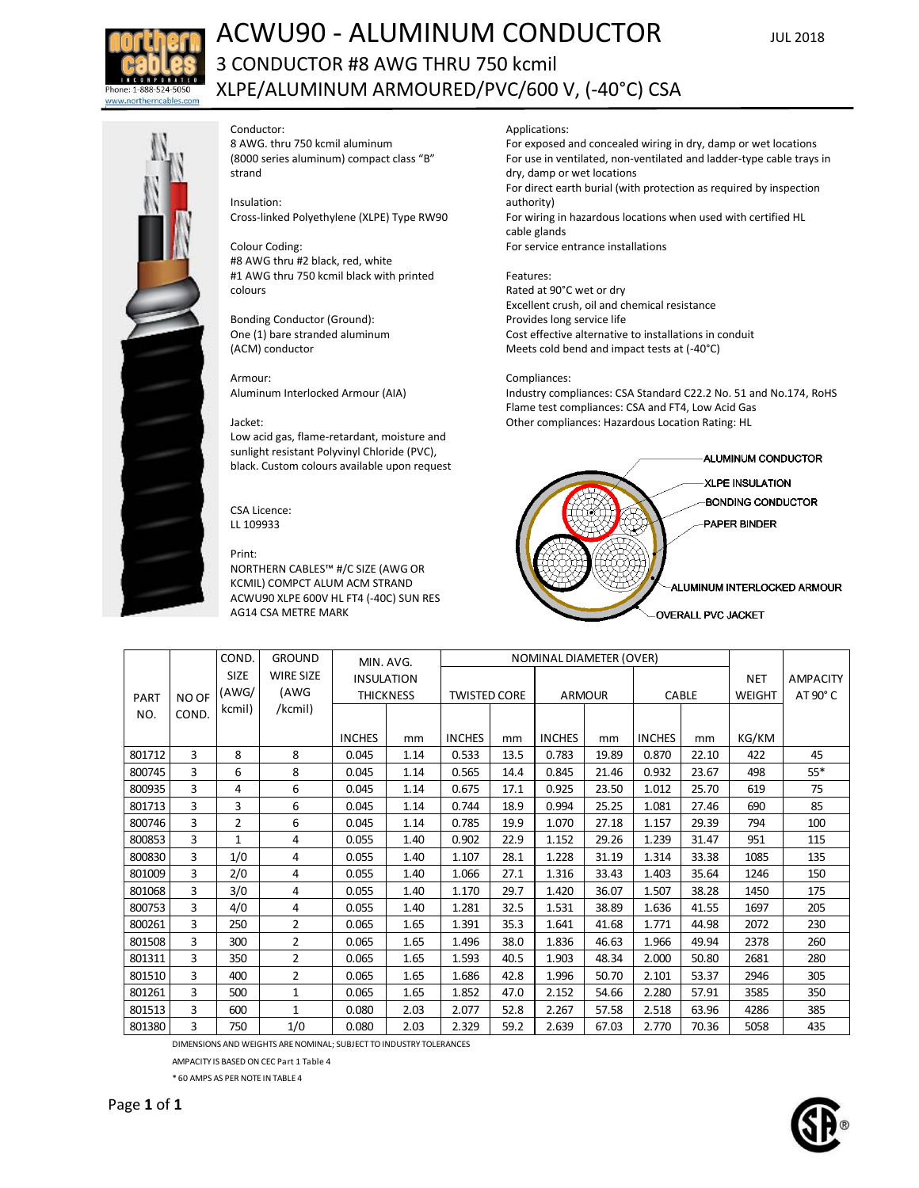# ACWU90 - ALUMINUM CONDUCTOR

## 3 CONDUCTOR #8 AWG THRU 750 kcmil

## XLPE/ALUMINUM ARMOURED/PVC/600 V, (-40°C) CSA

JUL 2018

Phone: 1-888-524-5050
www.northerncables.com

**Conductor:**
8 AWG. thru 750 kcmil aluminum (8000 series aluminum) compact class "B" strand

**Insulation:**
Cross-linked Polyethylene (XLPE) Type RW90

**Colour Coding:**
#8 AWG thru #2 black, red, white
#1 AWG thru 750 kcmil black with printed colours

**Bonding Conductor (Ground):**
One (1) bare stranded aluminum (ACM) conductor

**Armour:**
Aluminum Interlocked Armour (AIA)

**Jacket:**
Low acid gas, flame-retardant, moisture and sunlight resistant Polyvinyl Chloride (PVC), black. Custom colours available upon request

**CSA Licence:**
LL 109933

**Print:**
NORTHERN CABLES™ #/C SIZE (AWG OR KCMIL) COMPCT ALUM ACM STRAND ACWU90 XLPE 600V HL FT4 (-40C) SUN RES AG14 CSA METRE MARK

**Applications:**
For exposed and concealed wiring in dry, damp or wet locations
For use in ventilated, non-ventilated and ladder-type cable trays in dry, damp or wet locations
For direct earth burial (with protection as required by inspection authority)
For wiring in hazardous locations when used with certified HL cable glands
For service entrance installations

**Features:**
Rated at 90°C wet or dry
Excellent crush, oil and chemical resistance
Provides long service life
Cost effective alternative to installations in conduit
Meets cold bend and impact tests at (-40°C)

**Compliances:**
Industry compliances: CSA Standard C22.2 No. 51 and No.174, RoHS
Flame test compliances: CSA and FT4, Low Acid Gas
Other compliances: Hazardous Location Rating: HL

ALUMINUM CONDUCTOR
XLPE INSULATION
BONDING CONDUCTOR
PAPER BINDER
ALUMINUM INTERLOCKED ARMOUR
OVERALL PVC JACKET

| PART NO. | NO OF COND. | COND. SIZE (AWG/ kcmil) | GROUND WIRE SIZE (AWG /kcmil) | MIN. AVG. INSULATION THICKNESS | | NOMINAL DIAMETER (OVER) | | | | | | NET WEIGHT | AMPACITY AT 90° C |
|---|---|---|---|---|---|---|---|---|---|---|---|---|---|
| | | | | | | TWISTED CORE | | ARMOUR | | CABLE | | | |
| | | | | INCHES | mm | INCHES | mm | INCHES | mm | INCHES | mm | KG/KM | |
| 801712 | 3 | 8 | 8 | 0.045 | 1.14 | 0.533 | 13.5 | 0.783 | 19.89 | 0.870 | 22.10 | 422 | 45 |
| 800745 | 3 | 6 | 8 | 0.045 | 1.14 | 0.565 | 14.4 | 0.845 | 21.46 | 0.932 | 23.67 | 498 | 55* |
| 800935 | 3 | 4 | 6 | 0.045 | 1.14 | 0.675 | 17.1 | 0.925 | 23.50 | 1.012 | 25.70 | 619 | 75 |
| 801713 | 3 | 3 | 6 | 0.045 | 1.14 | 0.744 | 18.9 | 0.994 | 25.25 | 1.081 | 27.46 | 690 | 85 |
| 800746 | 3 | 2 | 6 | 0.045 | 1.14 | 0.785 | 19.9 | 1.070 | 27.18 | 1.157 | 29.39 | 794 | 100 |
| 800853 | 3 | 1 | 4 | 0.055 | 1.40 | 0.902 | 22.9 | 1.152 | 29.26 | 1.239 | 31.47 | 951 | 115 |
| 800830 | 3 | 1/0 | 4 | 0.055 | 1.40 | 1.107 | 28.1 | 1.228 | 31.19 | 1.314 | 33.38 | 1085 | 135 |
| 801009 | 3 | 2/0 | 4 | 0.055 | 1.40 | 1.066 | 27.1 | 1.316 | 33.43 | 1.403 | 35.64 | 1246 | 150 |
| 801068 | 3 | 3/0 | 4 | 0.055 | 1.40 | 1.170 | 29.7 | 1.420 | 36.07 | 1.507 | 38.28 | 1450 | 175 |
| 800753 | 3 | 4/0 | 4 | 0.055 | 1.40 | 1.281 | 32.5 | 1.531 | 38.89 | 1.636 | 41.55 | 1697 | 205 |
| 800261 | 3 | 250 | 2 | 0.065 | 1.65 | 1.391 | 35.3 | 1.641 | 41.68 | 1.771 | 44.98 | 2072 | 230 |
| 801508 | 3 | 300 | 2 | 0.065 | 1.65 | 1.496 | 38.0 | 1.836 | 46.63 | 1.966 | 49.94 | 2378 | 260 |
| 801311 | 3 | 350 | 2 | 0.065 | 1.65 | 1.593 | 40.5 | 1.903 | 48.34 | 2.000 | 50.80 | 2681 | 280 |
| 801510 | 3 | 400 | 2 | 0.065 | 1.65 | 1.686 | 42.8 | 1.996 | 50.70 | 2.101 | 53.37 | 2946 | 305 |
| 801261 | 3 | 500 | 1 | 0.065 | 1.65 | 1.852 | 47.0 | 2.152 | 54.66 | 2.280 | 57.91 | 3585 | 350 |
| 801513 | 3 | 600 | 1 | 0.080 | 2.03 | 2.077 | 52.8 | 2.267 | 57.58 | 2.518 | 63.96 | 4286 | 385 |
| 801380 | 3 | 750 | 1/0 | 0.080 | 2.03 | 2.329 | 59.2 | 2.639 | 67.03 | 2.770 | 70.36 | 5058 | 435 |

DIMENSIONS AND WEIGHTS ARE NOMINAL; SUBJECT TO INDUSTRY TOLERANCES

AMPACITY IS BASED ON CEC Part 1 Table 4

* 60 AMPS AS PER NOTE IN TABLE 4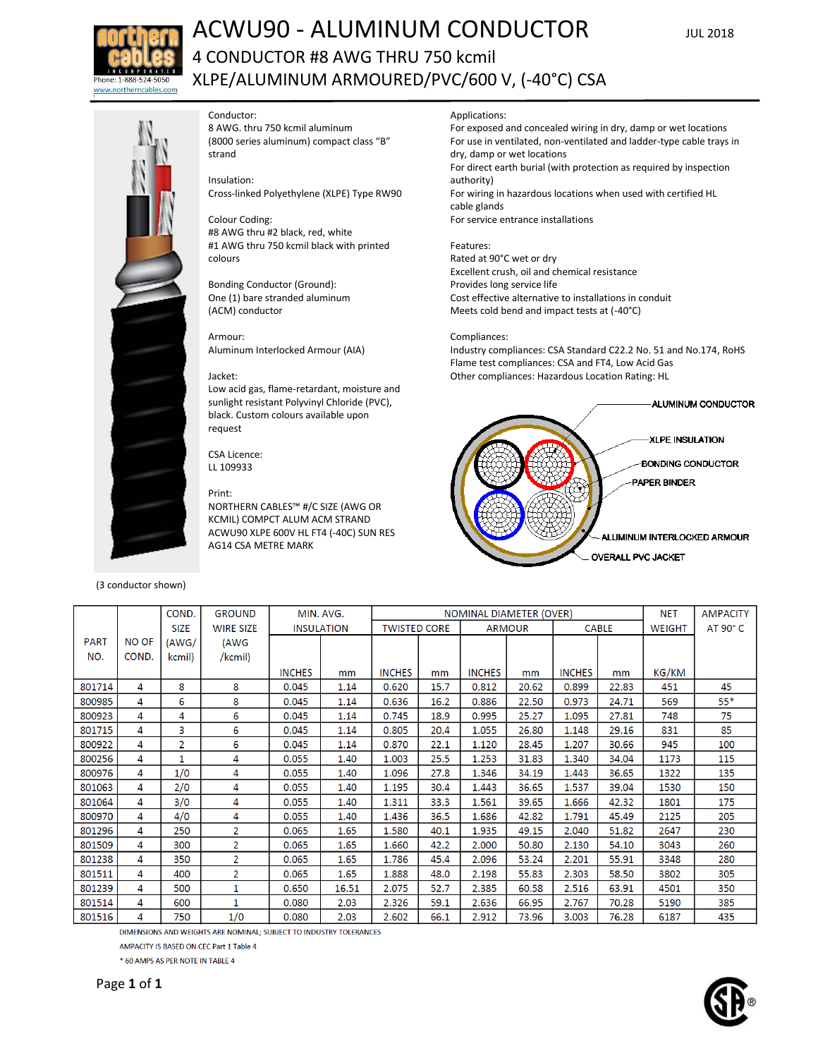# ACWU90 - ALUMINUM CONDUCTOR

JUL 2018

## 4 CONDUCTOR #8 AWG THRU 750 kcmil

## XLPE/ALUMINUM ARMOURED/PVC/600 V, (-40°C) CSA

Phone: 1-888-524-5050
www.northerncables.com

Conductor:
8 AWG. thru 750 kcmil aluminum
(8000 series aluminum) compact class "B" strand

Insulation:
Cross-linked Polyethylene (XLPE) Type RW90

Colour Coding:
#8 AWG thru #2 black, red, white
#1 AWG thru 750 kcmil black with printed colours

Bonding Conductor (Ground):
One (1) bare stranded aluminum (ACM) conductor

Armour:
Aluminum Interlocked Armour (AIA)

Jacket:
Low acid gas, flame-retardant, moisture and sunlight resistant Polyvinyl Chloride (PVC), black. Custom colours available upon request

CSA Licence:
LL 109933

Print:
NORTHERN CABLES™ #/C SIZE (AWG OR KCMIL) COMPCT ALUM ACM STRAND ACWU90 XLPE 600V HL FT4 (-40C) SUN RES AG14 CSA METRE MARK

(3 conductor shown)

Applications:
For exposed and concealed wiring in dry, damp or wet locations
For use in ventilated, non-ventilated and ladder-type cable trays in dry, damp or wet locations
For direct earth burial (with protection as required by inspection authority)
For wiring in hazardous locations when used with certified HL cable glands
For service entrance installations

Features:
Rated at 90°C wet or dry
Excellent crush, oil and chemical resistance
Provides long service life
Cost effective alternative to installations in conduit
Meets cold bend and impact tests at (-40°C)

Compliances:
Industry compliances: CSA Standard C22.2 No. 51 and No.174, RoHS
Flame test compliances: CSA and FT4, Low Acid Gas
Other compliances: Hazardous Location Rating: HL

ALUMINUM CONDUCTOR
XLPE INSULATION
BONDING CONDUCTOR
PAPER BINDER
ALUMINUM INTERLOCKED ARMOUR
OVERALL PVC JACKET

| PART NO. | NO OF COND. | COND. SIZE (AWG/kcmil) | GROUND WIRE SIZE (AWG/kcmil) | MIN. AVG. INSULATION | | NOMINAL DIAMETER (OVER) | | | | | | NET WEIGHT | AMPACITY AT 90° C |
|---|---|---|---|---|---|---|---|---|---|---|---|---|---|
| | | | | | | TWISTED CORE | | ARMOUR | | CABLE | | | |
| | | | | INCHES | mm | INCHES | mm | INCHES | mm | INCHES | mm | KG/KM | |
| 801714 | 4 | 8 | 8 | 0.045 | 1.14 | 0.620 | 15.7 | 0.812 | 20.62 | 0.899 | 22.83 | 451 | 45 |
| 800985 | 4 | 6 | 8 | 0.045 | 1.14 | 0.636 | 16.2 | 0.886 | 22.50 | 0.973 | 24.71 | 569 | 55* |
| 800923 | 4 | 4 | 6 | 0.045 | 1.14 | 0.745 | 18.9 | 0.995 | 25.27 | 1.095 | 27.81 | 748 | 75 |
| 801715 | 4 | 3 | 6 | 0.045 | 1.14 | 0.805 | 20.4 | 1.055 | 26.80 | 1.148 | 29.16 | 831 | 85 |
| 800922 | 4 | 2 | 6 | 0.045 | 1.14 | 0.870 | 22.1 | 1.120 | 28.45 | 1.207 | 30.66 | 945 | 100 |
| 800256 | 4 | 1 | 4 | 0.055 | 1.40 | 1.003 | 25.5 | 1.253 | 31.83 | 1.340 | 34.04 | 1173 | 115 |
| 800976 | 4 | 1/0 | 4 | 0.055 | 1.40 | 1.096 | 27.8 | 1.346 | 34.19 | 1.443 | 36.65 | 1322 | 135 |
| 801063 | 4 | 2/0 | 4 | 0.055 | 1.40 | 1.195 | 30.4 | 1.443 | 36.65 | 1.537 | 39.04 | 1530 | 150 |
| 801064 | 4 | 3/0 | 4 | 0.055 | 1.40 | 1.311 | 33.3 | 1.561 | 39.65 | 1.666 | 42.32 | 1801 | 175 |
| 800970 | 4 | 4/0 | 4 | 0.055 | 1.40 | 1.436 | 36.5 | 1.686 | 42.82 | 1.791 | 45.49 | 2125 | 205 |
| 801296 | 4 | 250 | 2 | 0.065 | 1.65 | 1.580 | 40.1 | 1.935 | 49.15 | 2.040 | 51.82 | 2647 | 230 |
| 801509 | 4 | 300 | 2 | 0.065 | 1.65 | 1.660 | 42.2 | 2.000 | 50.80 | 2.130 | 54.10 | 3043 | 260 |
| 801238 | 4 | 350 | 2 | 0.065 | 1.65 | 1.786 | 45.4 | 2.096 | 53.24 | 2.201 | 55.91 | 3348 | 280 |
| 801511 | 4 | 400 | 2 | 0.065 | 1.65 | 1.888 | 48.0 | 2.198 | 55.83 | 2.303 | 58.50 | 3802 | 305 |
| 801239 | 4 | 500 | 1 | 0.650 | 16.51 | 2.075 | 52.7 | 2.385 | 60.58 | 2.516 | 63.91 | 4501 | 350 |
| 801514 | 4 | 600 | 1 | 0.080 | 2.03 | 2.326 | 59.1 | 2.636 | 66.95 | 2.767 | 70.28 | 5190 | 385 |
| 801516 | 4 | 750 | 1/0 | 0.080 | 2.03 | 2.602 | 66.1 | 2.912 | 73.96 | 3.003 | 76.28 | 6187 | 435 |

DIMENSIONS AND WEIGHTS ARE NOMINAL; SUBJECT TO INDUSTRY TOLERANCES

AMPACITY IS BASED ON CEC Part 1 Table 4

* 60 AMPS AS PER NOTE IN TABLE 4